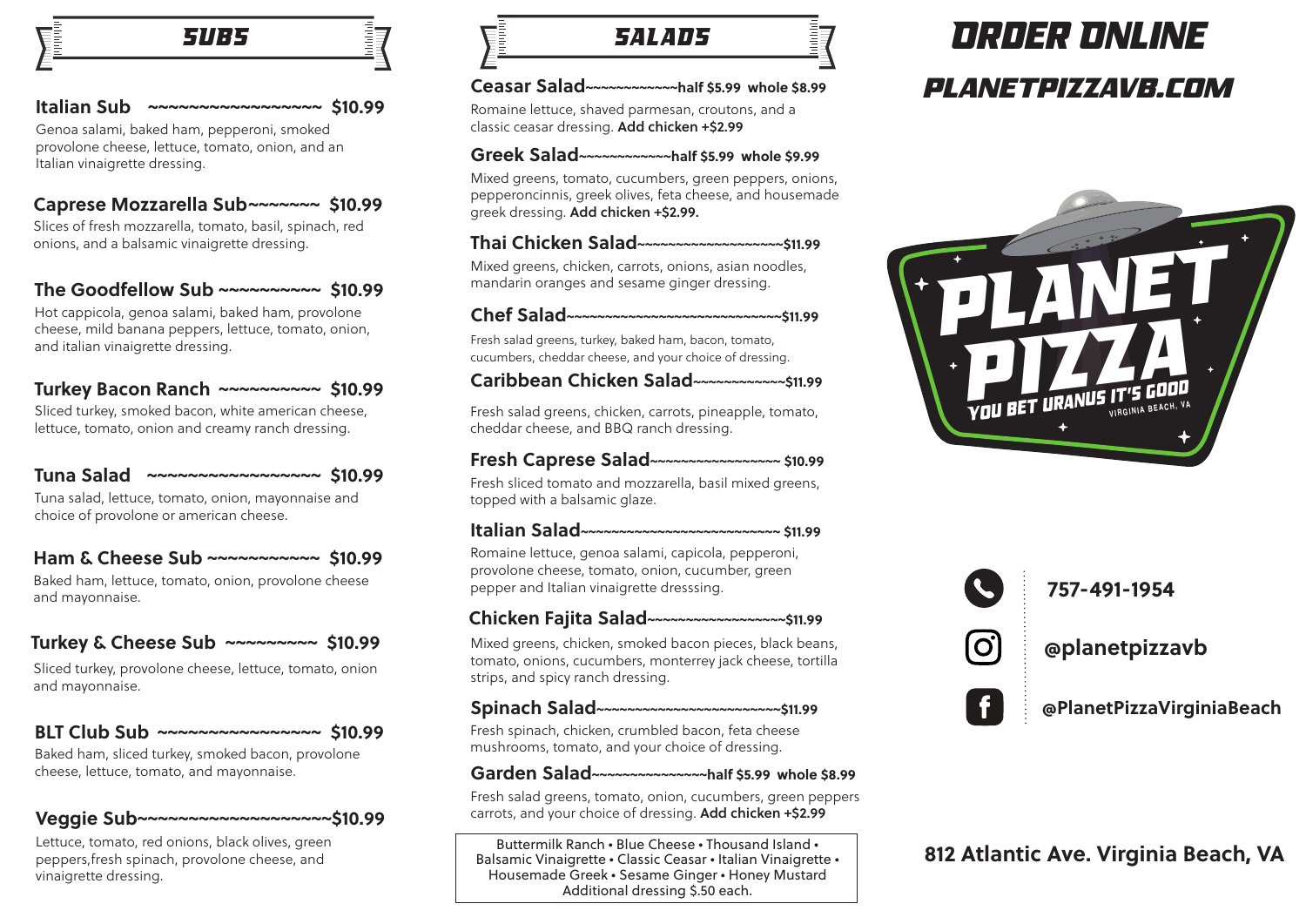## SUBS

**Italian Sub ~~~~~~~~~~~~~~~~~~ $10.99**
Genoa salami, baked ham, pepperoni, smoked provolone cheese, lettuce, tomato, onion, and an Italian vinaigrette dressing.

**Caprese Mozzarella Sub~~~~~~~ $10.99**
Slices of fresh mozzarella, tomato, basil, spinach, red onions, and a balsamic vinaigrette dressing.

**The Goodfellow Sub ~~~~~~~~~~ $10.99**
Hot cappicola, genoa salami, baked ham, provolone cheese, mild banana peppers, lettuce, tomato, onion, and italian vinaigrette dressing.

**Turkey Bacon Ranch ~~~~~~~~~~ $10.99**
Sliced turkey, smoked bacon, white american cheese, lettuce, tomato, onion and creamy ranch dressing.

**Tuna Salad ~~~~~~~~~~~~~~~~~~ $10.99**
Tuna salad, lettuce, tomato, onion, mayonnaise and choice of provolone or american cheese.

**Ham & Cheese Sub ~~~~~~~~~~~ $10.99**
Baked ham, lettuce, tomato, onion, provolone cheese and mayonnaise.

**Turkey & Cheese Sub ~~~~~~~~~ $10.99**
Sliced turkey, provolone cheese, lettuce, tomato, onion and mayonnaise.

**BLT Club Sub ~~~~~~~~~~~~~~~~~ $10.99**
Baked ham, sliced turkey, smoked bacon, provolone cheese, lettuce, tomato, and mayonnaise.

**Veggie Sub~~~~~~~~~~~~~~~~~~~~$10.99**
Lettuce, tomato, red onions, black olives, green peppers,fresh spinach, provolone cheese, and vinaigrette dressing.

## SALADS

**Ceasar Salad~~~~~~~~~~~~half $5.99 whole $8.99**
Romaine lettuce, shaved parmesan, croutons, and a classic ceasar dressing. **Add chicken +$2.99**

**Greek Salad~~~~~~~~~~~~half $5.99 whole $9.99**
Mixed greens, tomato, cucumbers, green peppers, onions, pepperoncinnis, greek olives, feta cheese, and housemade greek dressing. **Add chicken +$2.99.**

**Thai Chicken Salad~~~~~~~~~~~~~~~~~~~~$11.99**
Mixed greens, chicken, carrots, onions, asian noodles, mandarin oranges and sesame ginger dressing.

**Chef Salad~~~~~~~~~~~~~~~~~~~~~~~~~~~~~$11.99**
Fresh salad greens, turkey, baked ham, bacon, tomato, cucumbers, cheddar cheese, and your choice of dressing.

**Caribbean Chicken Salad~~~~~~~~~~~~~$11.99**
Fresh salad greens, chicken, carrots, pineapple, tomato, cheddar cheese, and BBQ ranch dressing.

**Fresh Caprese Salad~~~~~~~~~~~~~~~~~~ $10.99**
Fresh sliced tomato and mozzarella, basil mixed greens, topped with a balsamic glaze.

**Italian Salad~~~~~~~~~~~~~~~~~~~~~~~~~~~~ $11.99**
Romaine lettuce, genoa salami, capicola, pepperoni, provolone cheese, tomato, onion, cucumber, green pepper and Italian vinaigrette dresssing.

**Chicken Fajita Salad~~~~~~~~~~~~~~~~~~~$11.99**
Mixed greens, chicken, smoked bacon pieces, black beans, tomato, onions, cucumbers, monterrey jack cheese, tortilla strips, and spicy ranch dressing.

**Spinach Salad~~~~~~~~~~~~~~~~~~~~~~~~~~$11.99**
Fresh spinach, chicken, crumbled bacon, feta cheese mushrooms, tomato, and your choice of dressing.

**Garden Salad~~~~~~~~~~~~~~~~half $5.99 whole $8.99**
Fresh salad greens, tomato, onion, cucumbers, green peppers carrots, and your choice of dressing. **Add chicken +$2.99**

Buttermilk Ranch • Blue Cheese • Thousand Island • Balsamic Vinaigrette • Classic Ceasar • Italian Vinaigrette • Housemade Greek • Sesame Ginger • Honey Mustard
Additional dressing $.50 each.

# ORDER ONLINE
## PLANETPIZZAVB.COM

PLANET PIZZA
YOU BET URANUS IT'S GOOD
VIRGINIA BEACH, VA

757-491-1954

@planetpizzavb

@PlanetPizzaVirginiaBeach

**812 Atlantic Ave. Virginia Beach, VA**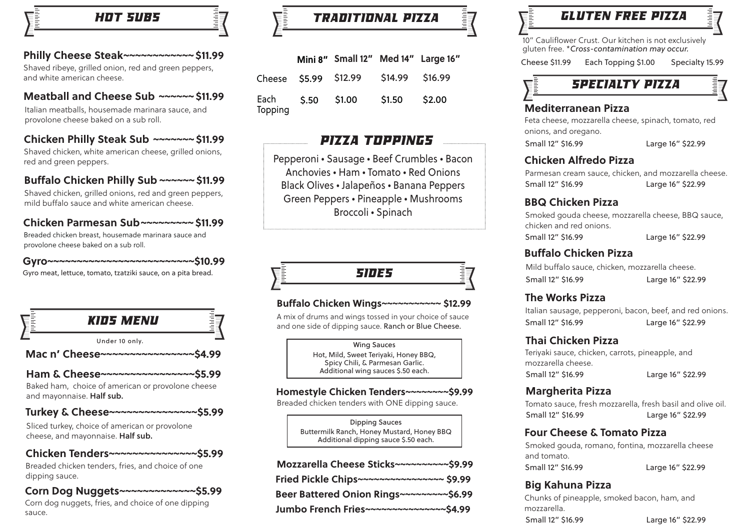## HOT SUBS

### Philly Cheese Steak~~~~~~~~~~~~ $11.99
Shaved ribeye, grilled onion, red and green peppers, and white american cheese.

### Meatball and Cheese Sub ~~~~~~ $11.99
Italian meatballs, housemade marinara sauce, and provolone cheese baked on a sub roll.

### Chicken Philly Steak Sub ~~~~~~~ $11.99
Shaved chicken, white american cheese, grilled onions, red and green peppers.

### Buffalo Chicken Philly Sub ~~~~~~ $11.99
Shaved chicken, grilled onions, red and green peppers, mild buffalo sauce and white american cheese.

### Chicken Parmesan Sub~~~~~~~~~ $11.99
Breaded chicken breast, housemade marinara sauce and provolone cheese baked on a sub roll.

### Gyro~~~~~~~~~~~~~~~~~~~~~~~~$10.99
Gyro meat, lettuce, tomato, tzatziki sauce, on a pita bread.

## KIDS MENU

Under 10 only.

### Mac n' Cheese~~~~~~~~~~~~~~~~$4.99

### Ham & Cheese~~~~~~~~~~~~~~~~$5.99
Baked ham, choice of american or provolone cheese and mayonnaise. **Half sub.**

### Turkey & Cheese~~~~~~~~~~~~~~~$5.99
Sliced turkey, choice of american or provolone cheese, and mayonnaise. **Half sub.**

### Chicken Tenders~~~~~~~~~~~~~~~$5.99
Breaded chicken tenders, fries, and choice of one dipping sauce.

### Corn Dog Nuggets~~~~~~~~~~~~~$5.99
Corn dog nuggets, fries, and choice of one dipping sauce.

## TRADITIONAL PIZZA

| | Mini 8" | Small 12" | Med 14" | Large 16" |
|---|---|---|---|---|
| Cheese | $5.99 | $12.99 | $14.99 | $16.99 |
| Each Topping | $.50 | $1.00 | $1.50 | $2.00 |

## PIZZA TOPPINGS

Pepperoni • Sausage • Beef Crumbles • Bacon
Anchovies • Ham • Tomato • Red Onions
Black Olives • Jalapeños • Banana Peppers
Green Peppers • Pineapple • Mushrooms
Broccoli • Spinach

## SIDES

### Buffalo Chicken Wings~~~~~~~~~~~ $12.99
A mix of drums and wings tossed in your choice of sauce and one side of dipping sauce. Ranch or Blue Cheese.

Wing Sauces
Hot, Mild, Sweet Teriyaki, Honey BBQ, Spicy Chili, & Parmesan Garlic.
Additional wing sauces $.50 each.

### Homestyle Chicken Tenders~~~~~~~~$9.99
Breaded chicken tenders with ONE dipping sauce.

Dipping Sauces
Buttermilk Ranch, Honey Mustard, Honey BBQ
Additional dipping sauce $.50 each.

### Mozzarella Cheese Sticks~~~~~~~~~~$9.99

### Fried Pickle Chips~~~~~~~~~~~~~~~~ $9.99

### Beer Battered Onion Rings~~~~~~~~~$6.99

### Jumbo French Fries~~~~~~~~~~~~~~~$4.99

## GLUTEN FREE PIZZA

10" Cauliflower Crust. Our kitchen is not exclusively gluten free. **Cross-contamination may occur.*

Cheese $11.99 | Each Topping $1.00 | Specialty 15.99

## SPECIALTY PIZZA

### Mediterranean Pizza
Feta cheese, mozzarella cheese, spinach, tomato, red onions, and oregano.
Small 12" $16.99 | Large 16" $22.99

### Chicken Alfredo Pizza
Parmesan cream sauce, chicken, and mozzarella cheese.
Small 12" $16.99 | Large 16" $22.99

### BBQ Chicken Pizza
Smoked gouda cheese, mozzarella cheese, BBQ sauce, chicken and red onions.
Small 12" $16.99 | Large 16" $22.99

### Buffalo Chicken Pizza
Mild buffalo sauce, chicken, mozzarella cheese.
Small 12" $16.99 | Large 16" $22.99

### The Works Pizza
Italian sausage, pepperoni, bacon, beef, and red onions.
Small 12" $16.99 | Large 16" $22.99

### Thai Chicken Pizza
Teriyaki sauce, chicken, carrots, pineapple, and mozzarella cheese.
Small 12" $16.99 | Large 16" $22.99

### Margherita Pizza
Tomato sauce, fresh mozzarella, fresh basil and olive oil.
Small 12" $16.99 | Large 16" $22.99

### Four Cheese & Tomato Pizza
Smoked gouda, romano, fontina, mozzarella cheese and tomato.
Small 12" $16.99 | Large 16" $22.99

### Big Kahuna Pizza
Chunks of pineapple, smoked bacon, ham, and mozzarella.
Small 12" $16.99 | Large 16" $22.99